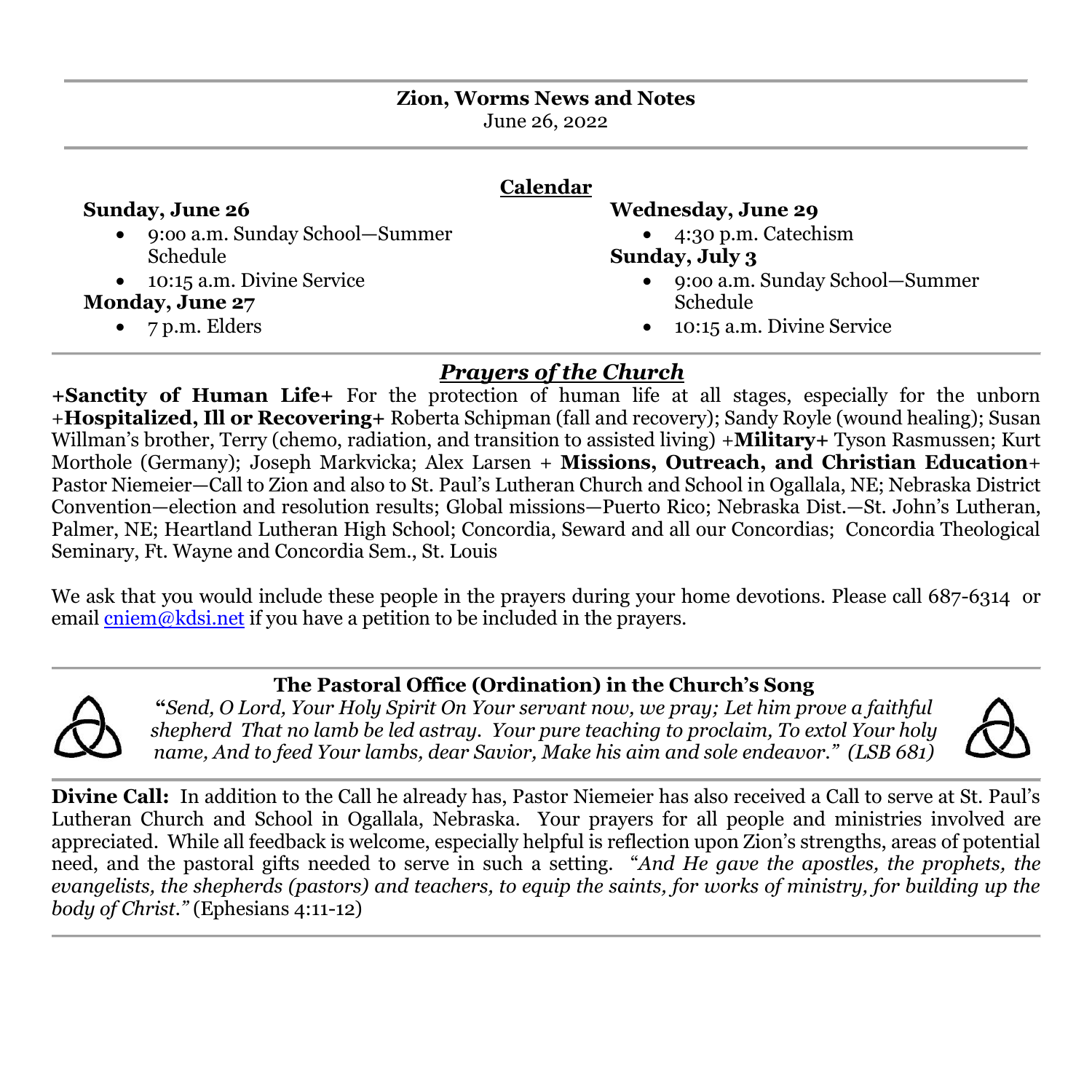**Zion, Worms News and Notes**
June 26, 2022

## Calendar

**Sunday, June 26**
- 9:00 a.m. Sunday School—Summer Schedule
- 10:15 a.m. Divine Service

**Monday, June 27**
- 7 p.m. Elders

**Wednesday, June 29**
- 4:30 p.m. Catechism

**Sunday, July 3**
- 9:00 a.m. Sunday School—Summer Schedule
- 10:15 a.m. Divine Service

## *Prayers of the Church*

**+Sanctity of Human Life+** For the protection of human life at all stages, especially for the unborn +**Hospitalized, Ill or Recovering+** Roberta Schipman (fall and recovery); Sandy Royle (wound healing); Susan Willman's brother, Terry (chemo, radiation, and transition to assisted living) +**Military+** Tyson Rasmussen; Kurt Morthole (Germany); Joseph Markvicka; Alex Larsen + **Missions, Outreach, and Christian Education**+ Pastor Niemeier—Call to Zion and also to St. Paul's Lutheran Church and School in Ogallala, NE; Nebraska District Convention—election and resolution results; Global missions—Puerto Rico; Nebraska Dist.—St. John's Lutheran, Palmer, NE; Heartland Lutheran High School; Concordia, Seward and all our Concordias; Concordia Theological Seminary, Ft. Wayne and Concordia Sem., St. Louis

We ask that you would include these people in the prayers during your home devotions. Please call 687-6314 or email cniem@kdsi.net if you have a petition to be included in the prayers.

### The Pastoral Office (Ordination) in the Church's Song

**"***Send, O Lord, Your Holy Spirit On Your servant now, we pray; Let him prove a faithful shepherd That no lamb be led astray. Your pure teaching to proclaim, To extol Your holy name, And to feed Your lambs, dear Savior, Make his aim and sole endeavor." (LSB 681)*

**Divine Call:** In addition to the Call he already has, Pastor Niemeier has also received a Call to serve at St. Paul's Lutheran Church and School in Ogallala, Nebraska. Your prayers for all people and ministries involved are appreciated. While all feedback is welcome, especially helpful is reflection upon Zion's strengths, areas of potential need, and the pastoral gifts needed to serve in such a setting. *"And He gave the apostles, the prophets, the evangelists, the shepherds (pastors) and teachers, to equip the saints, for works of ministry, for building up the body of Christ."* (Ephesians 4:11-12)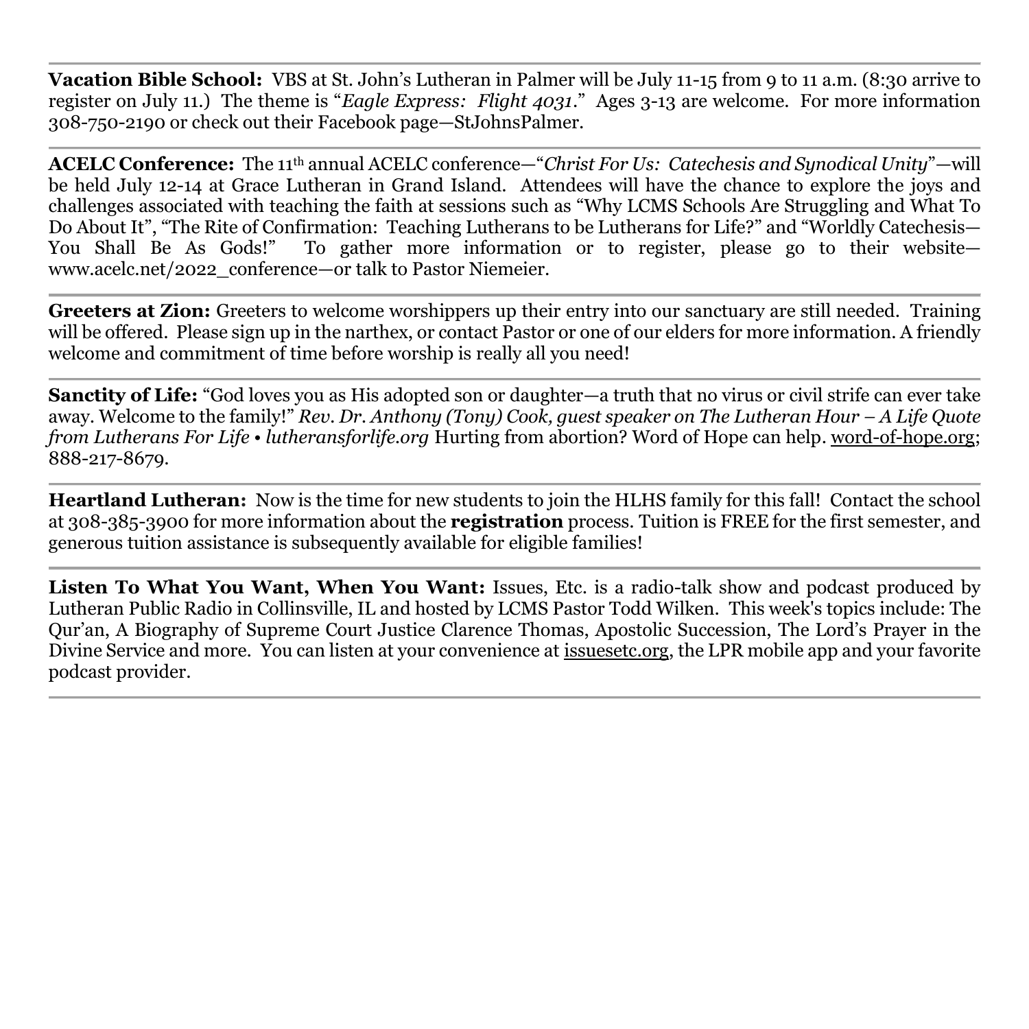**Vacation Bible School:** VBS at St. John's Lutheran in Palmer will be July 11-15 from 9 to 11 a.m. (8:30 arrive to register on July 11.) The theme is "*Eagle Express: Flight 4031*." Ages 3-13 are welcome. For more information 308-750-2190 or check out their Facebook page—StJohnsPalmer.

---

**ACELC Conference:** The 11th annual ACELC conference—"*Christ For Us: Catechesis and Synodical Unity*"—will be held July 12-14 at Grace Lutheran in Grand Island. Attendees will have the chance to explore the joys and challenges associated with teaching the faith at sessions such as "Why LCMS Schools Are Struggling and What To Do About It", "The Rite of Confirmation: Teaching Lutherans to be Lutherans for Life?" and "Worldly Catechesis—You Shall Be As Gods!" To gather more information or to register, please go to their website—www.acelc.net/2022_conference—or talk to Pastor Niemeier.

---

**Greeters at Zion:** Greeters to welcome worshippers up their entry into our sanctuary are still needed. Training will be offered. Please sign up in the narthex, or contact Pastor or one of our elders for more information. A friendly welcome and commitment of time before worship is really all you need!

---

**Sanctity of Life:** "God loves you as His adopted son or daughter—a truth that no virus or civil strife can ever take away. Welcome to the family!" *Rev. Dr. Anthony (Tony) Cook, guest speaker on The Lutheran Hour – A Life Quote from Lutherans For Life • lutheransforlife.org* Hurting from abortion? Word of Hope can help. word-of-hope.org; 888-217-8679.

---

**Heartland Lutheran:** Now is the time for new students to join the HLHS family for this fall! Contact the school at 308-385-3900 for more information about the **registration** process. Tuition is FREE for the first semester, and generous tuition assistance is subsequently available for eligible families!

---

**Listen To What You Want, When You Want:** Issues, Etc. is a radio-talk show and podcast produced by Lutheran Public Radio in Collinsville, IL and hosted by LCMS Pastor Todd Wilken. This week's topics include: The Qur'an, A Biography of Supreme Court Justice Clarence Thomas, Apostolic Succession, The Lord's Prayer in the Divine Service and more. You can listen at your convenience at issuesetc.org, the LPR mobile app and your favorite podcast provider.